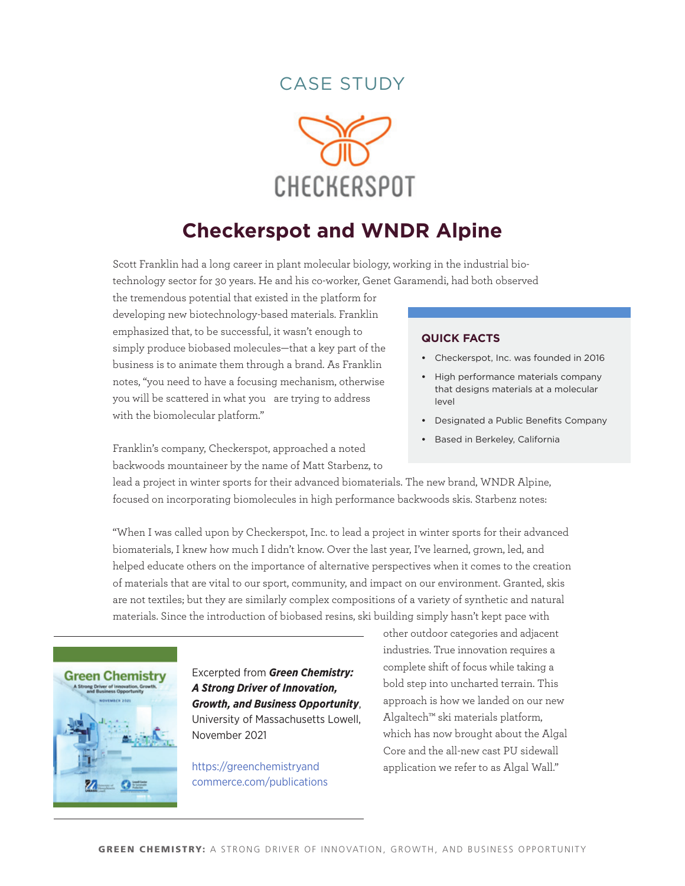# CASE STUDY

CHECKERSPOT

## Checkerspot and WNDR Alpine

Scott Franklin had a long career in plant molecular biology, working in the industrial biotechnology sector for 30 years. He and his co-worker, Genet Garamendi, had both observed the tremendous potential that existed in the platform for developing new biotechnology-based materials. Franklin emphasized that, to be successful, it wasn't enough to simply produce biobased molecules—that a key part of the business is to animate them through a brand. As Franklin notes, "you need to have a focusing mechanism, otherwise you will be scattered in what you are trying to address with the biomolecular platform."

Franklin's company, Checkerspot, approached a noted backwoods mountaineer by the name of Matt Starbenz, to lead a project in winter sports for their advanced biomaterials. The new brand, WNDR Alpine, focused on incorporating biomolecules in high performance backwoods skis. Starbenz notes:

"When I was called upon by Checkerspot, Inc. to lead a project in winter sports for their advanced biomaterials, I knew how much I didn't know. Over the last year, I've learned, grown, led, and helped educate others on the importance of alternative perspectives when it comes to the creation of materials that are vital to our sport, community, and impact on our environment. Granted, skis are not textiles; but they are similarly complex compositions of a variety of synthetic and natural materials. Since the introduction of biobased resins, ski building simply hasn't kept pace with other outdoor categories and adjacent industries. True innovation requires a complete shift of focus while taking a bold step into uncharted terrain. This approach is how we landed on our new Algaltech™ ski materials platform, which has now brought about the Algal Core and the all-new cast PU sidewall application we refer to as Algal Wall."

### QUICK FACTS

- Checkerspot, Inc. was founded in 2016
- High performance materials company that designs materials at a molecular level
- Designated a Public Benefits Company
- Based in Berkeley, California

Excerpted from ***Green Chemistry: A Strong Driver of Innovation, Growth, and Business Opportunity***, University of Massachusetts Lowell, November 2021

https://greenchemistryandcommerce.com/publications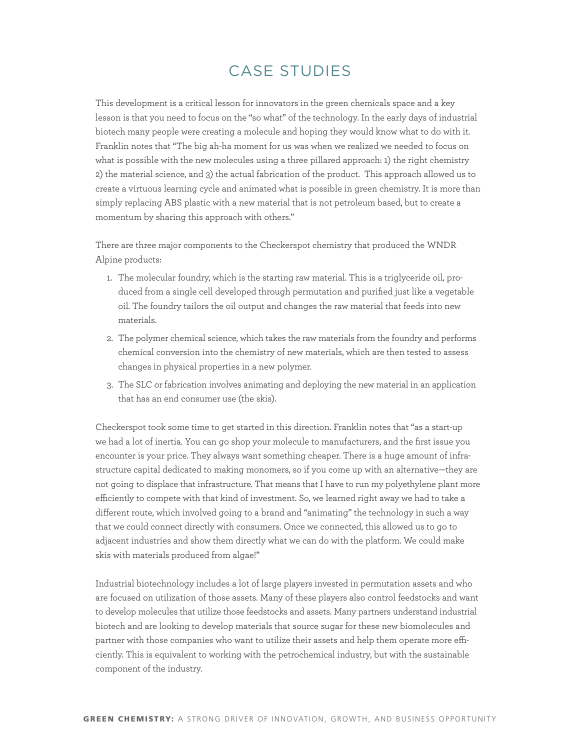# CASE STUDIES

This development is a critical lesson for innovators in the green chemicals space and a key lesson is that you need to focus on the "so what" of the technology. In the early days of industrial biotech many people were creating a molecule and hoping they would know what to do with it. Franklin notes that "The big ah-ha moment for us was when we realized we needed to focus on what is possible with the new molecules using a three pillared approach: 1) the right chemistry 2) the material science, and 3) the actual fabrication of the product. This approach allowed us to create a virtuous learning cycle and animated what is possible in green chemistry. It is more than simply replacing ABS plastic with a new material that is not petroleum based, but to create a momentum by sharing this approach with others."

There are three major components to the Checkerspot chemistry that produced the WNDR Alpine products:

1. The molecular foundry, which is the starting raw material. This is a triglyceride oil, produced from a single cell developed through permutation and purified just like a vegetable oil. The foundry tailors the oil output and changes the raw material that feeds into new materials.
2. The polymer chemical science, which takes the raw materials from the foundry and performs chemical conversion into the chemistry of new materials, which are then tested to assess changes in physical properties in a new polymer.
3. The SLC or fabrication involves animating and deploying the new material in an application that has an end consumer use (the skis).

Checkerspot took some time to get started in this direction. Franklin notes that "as a start-up we had a lot of inertia. You can go shop your molecule to manufacturers, and the first issue you encounter is your price. They always want something cheaper. There is a huge amount of infrastructure capital dedicated to making monomers, so if you come up with an alternative—they are not going to displace that infrastructure. That means that I have to run my polyethylene plant more efficiently to compete with that kind of investment. So, we learned right away we had to take a different route, which involved going to a brand and "animating" the technology in such a way that we could connect directly with consumers. Once we connected, this allowed us to go to adjacent industries and show them directly what we can do with the platform. We could make skis with materials produced from algae!"

Industrial biotechnology includes a lot of large players invested in permutation assets and who are focused on utilization of those assets. Many of these players also control feedstocks and want to develop molecules that utilize those feedstocks and assets. Many partners understand industrial biotech and are looking to develop materials that source sugar for these new biomolecules and partner with those companies who want to utilize their assets and help them operate more efficiently. This is equivalent to working with the petrochemical industry, but with the sustainable component of the industry.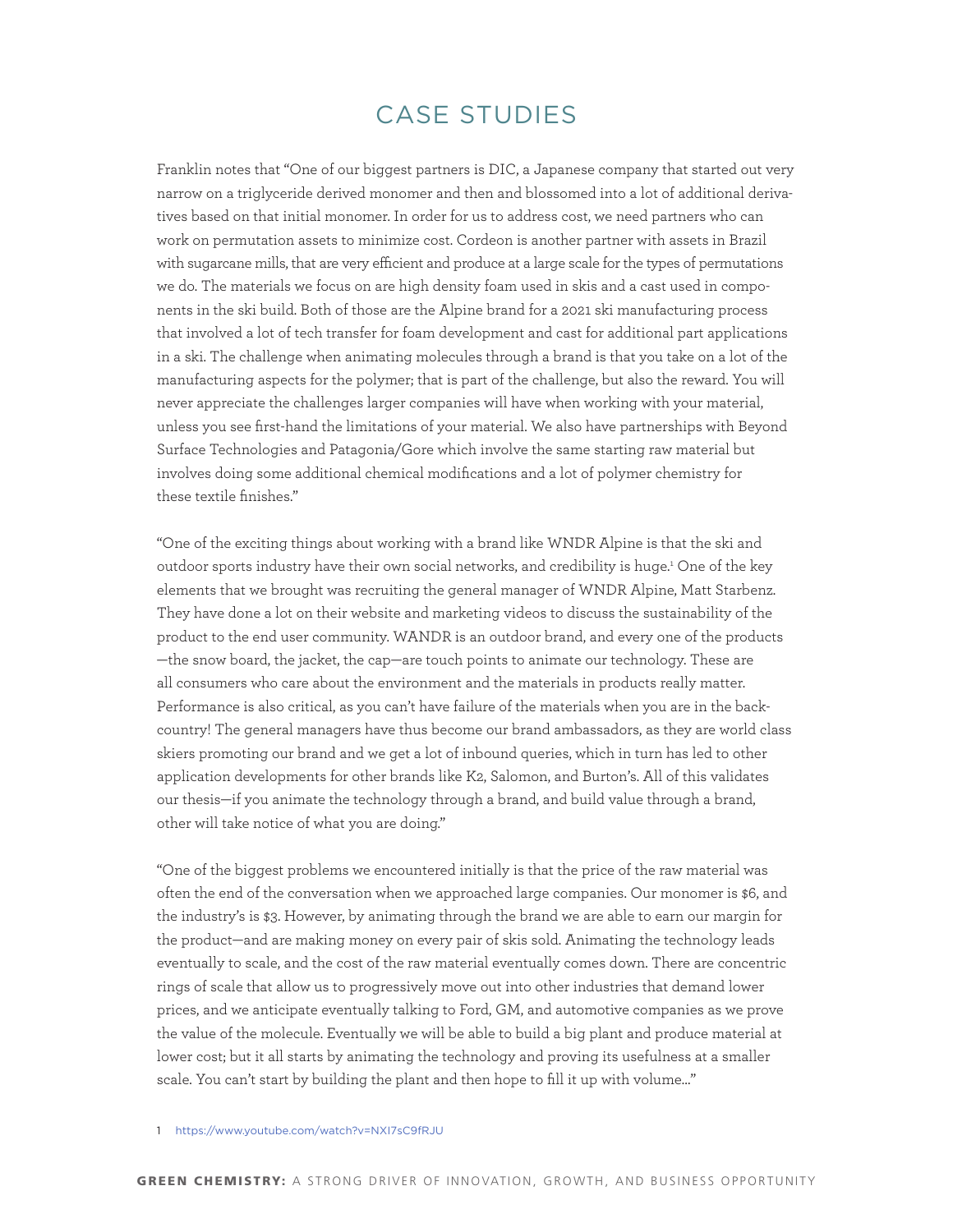# CASE STUDIES

Franklin notes that "One of our biggest partners is DIC, a Japanese company that started out very narrow on a triglyceride derived monomer and then and blossomed into a lot of additional derivatives based on that initial monomer. In order for us to address cost, we need partners who can work on permutation assets to minimize cost. Cordeon is another partner with assets in Brazil with sugarcane mills, that are very efficient and produce at a large scale for the types of permutations we do. The materials we focus on are high density foam used in skis and a cast used in components in the ski build. Both of those are the Alpine brand for a 2021 ski manufacturing process that involved a lot of tech transfer for foam development and cast for additional part applications in a ski. The challenge when animating molecules through a brand is that you take on a lot of the manufacturing aspects for the polymer; that is part of the challenge, but also the reward. You will never appreciate the challenges larger companies will have when working with your material, unless you see first-hand the limitations of your material. We also have partnerships with Beyond Surface Technologies and Patagonia/Gore which involve the same starting raw material but involves doing some additional chemical modifications and a lot of polymer chemistry for these textile finishes."

"One of the exciting things about working with a brand like WNDR Alpine is that the ski and outdoor sports industry have their own social networks, and credibility is huge.[1] One of the key elements that we brought was recruiting the general manager of WNDR Alpine, Matt Starbenz. They have done a lot on their website and marketing videos to discuss the sustainability of the product to the end user community. WANDR is an outdoor brand, and every one of the products —the snow board, the jacket, the cap—are touch points to animate our technology. These are all consumers who care about the environment and the materials in products really matter. Performance is also critical, as you can't have failure of the materials when you are in the back-country! The general managers have thus become our brand ambassadors, as they are world class skiers promoting our brand and we get a lot of inbound queries, which in turn has led to other application developments for other brands like K2, Salomon, and Burton's. All of this validates our thesis—if you animate the technology through a brand, and build value through a brand, other will take notice of what you are doing."

"One of the biggest problems we encountered initially is that the price of the raw material was often the end of the conversation when we approached large companies. Our monomer is $6, and the industry's is $3. However, by animating through the brand we are able to earn our margin for the product—and are making money on every pair of skis sold. Animating the technology leads eventually to scale, and the cost of the raw material eventually comes down. There are concentric rings of scale that allow us to progressively move out into other industries that demand lower prices, and we anticipate eventually talking to Ford, GM, and automotive companies as we prove the value of the molecule. Eventually we will be able to build a big plant and produce material at lower cost; but it all starts by animating the technology and proving its usefulness at a smaller scale. You can't start by building the plant and then hope to fill it up with volume…"

1 https://www.youtube.com/watch?v=NXI7sC9fRJU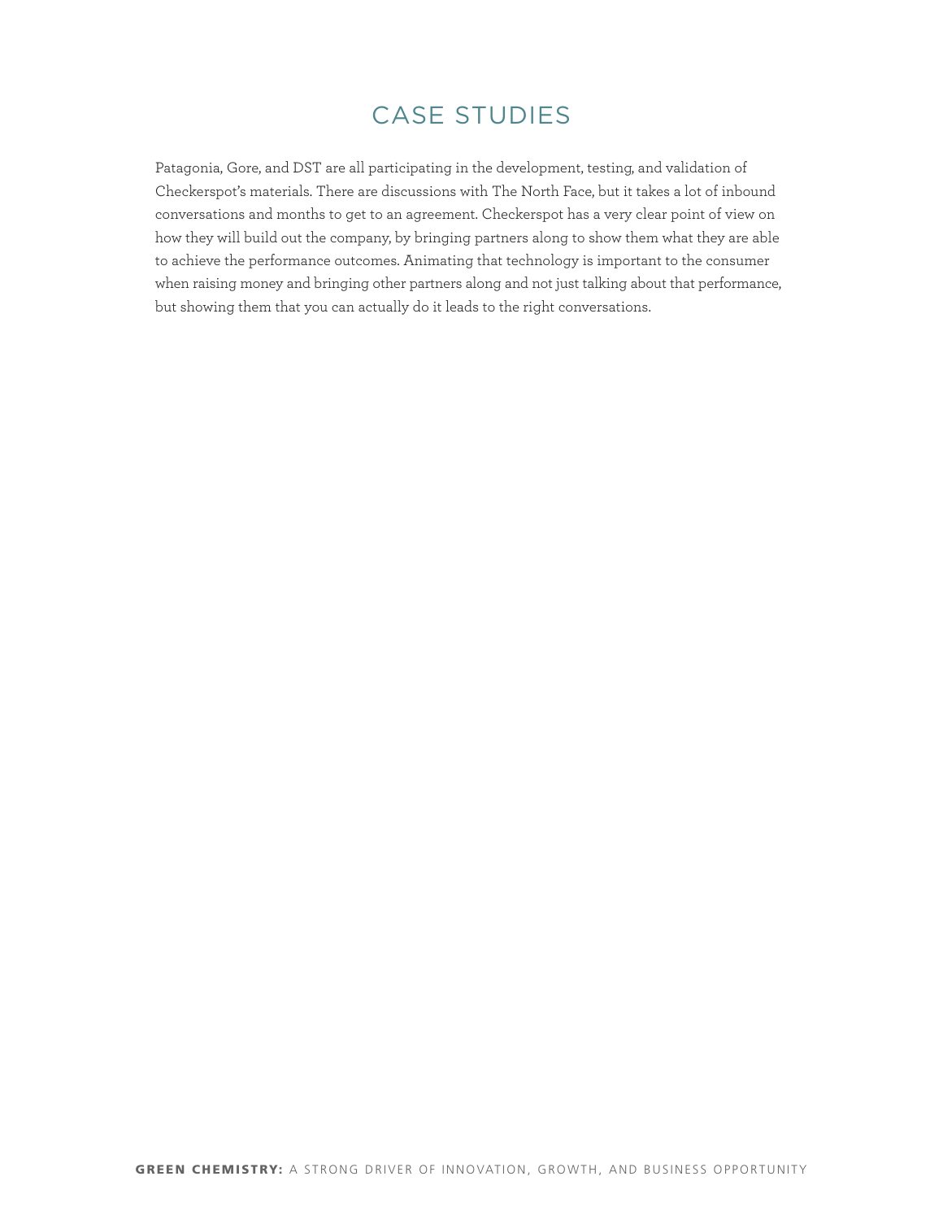# CASE STUDIES

Patagonia, Gore, and DST are all participating in the development, testing, and validation of Checkerspot's materials. There are discussions with The North Face, but it takes a lot of inbound conversations and months to get to an agreement. Checkerspot has a very clear point of view on how they will build out the company, by bringing partners along to show them what they are able to achieve the performance outcomes. Animating that technology is important to the consumer when raising money and bringing other partners along and not just talking about that performance, but showing them that you can actually do it leads to the right conversations.